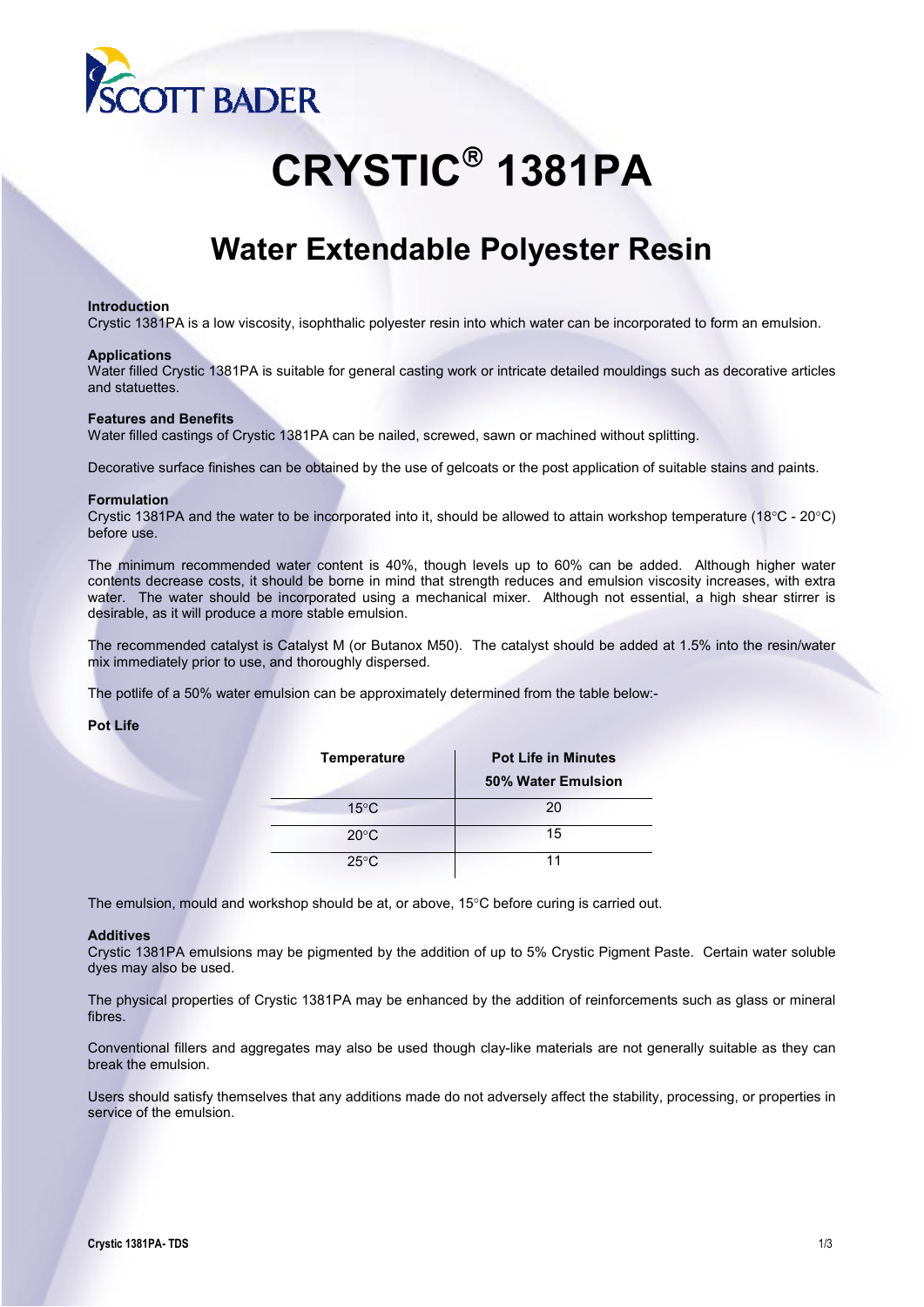SCOTT BADER

# CRYSTIC® 1381PA

## Water Extendable Polyester Resin

**Introduction**
Crystic 1381PA is a low viscosity, isophthalic polyester resin into which water can be incorporated to form an emulsion.

**Applications**
Water filled Crystic 1381PA is suitable for general casting work or intricate detailed mouldings such as decorative articles and statuettes.

**Features and Benefits**
Water filled castings of Crystic 1381PA can be nailed, screwed, sawn or machined without splitting.

Decorative surface finishes can be obtained by the use of gelcoats or the post application of suitable stains and paints.

**Formulation**
Crystic 1381PA and the water to be incorporated into it, should be allowed to attain workshop temperature (18°C - 20°C) before use.

The minimum recommended water content is 40%, though levels up to 60% can be added. Although higher water contents decrease costs, it should be borne in mind that strength reduces and emulsion viscosity increases, with extra water. The water should be incorporated using a mechanical mixer. Although not essential, a high shear stirrer is desirable, as it will produce a more stable emulsion.

The recommended catalyst is Catalyst M (or Butanox M50). The catalyst should be added at 1.5% into the resin/water mix immediately prior to use, and thoroughly dispersed.

The potlife of a 50% water emulsion can be approximately determined from the table below:-

**Pot Life**

| Temperature | Pot Life in Minutes 50% Water Emulsion |
|---|---|
| 15°C | 20 |
| 20°C | 15 |
| 25°C | 11 |

The emulsion, mould and workshop should be at, or above, 15°C before curing is carried out.

**Additives**
Crystic 1381PA emulsions may be pigmented by the addition of up to 5% Crystic Pigment Paste. Certain water soluble dyes may also be used.

The physical properties of Crystic 1381PA may be enhanced by the addition of reinforcements such as glass or mineral fibres.

Conventional fillers and aggregates may also be used though clay-like materials are not generally suitable as they can break the emulsion.

Users should satisfy themselves that any additions made do not adversely affect the stability, processing, or properties in service of the emulsion.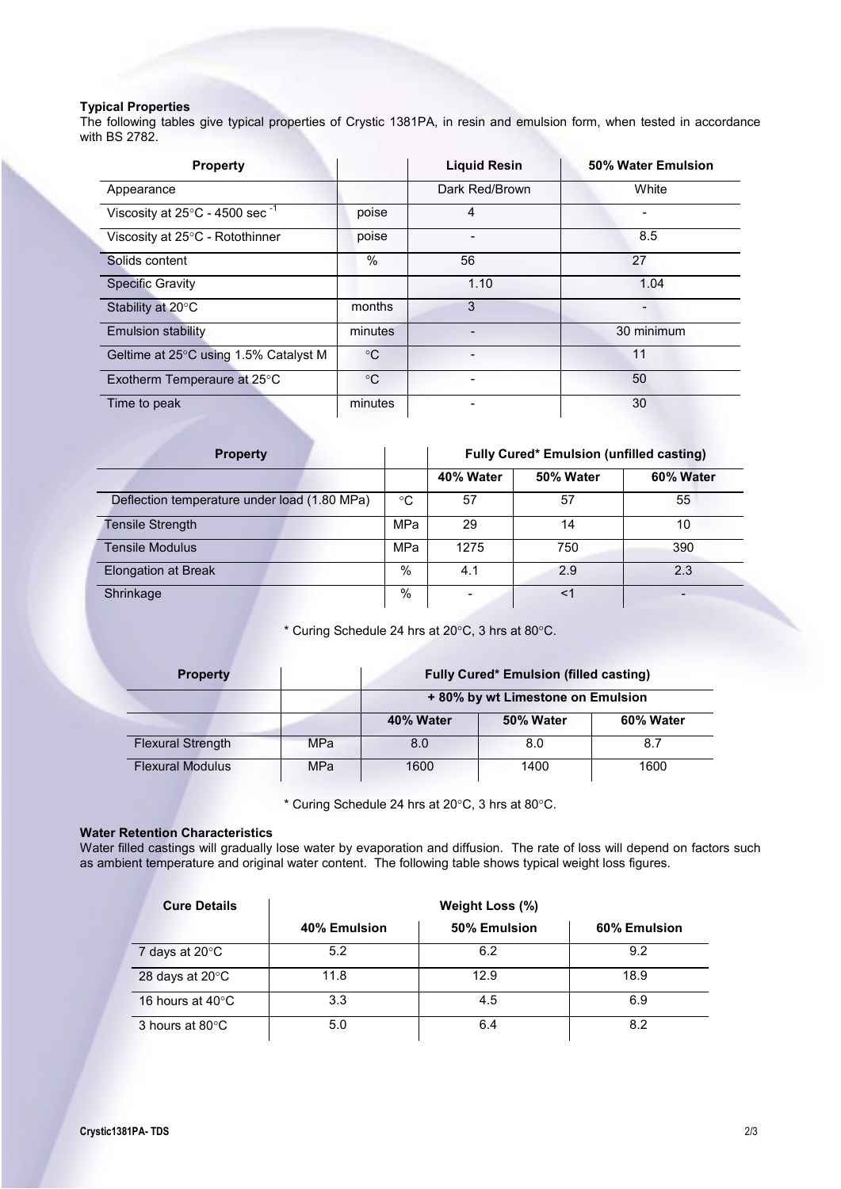**Typical Properties**

The following tables give typical properties of Crystic 1381PA, in resin and emulsion form, when tested in accordance with BS 2782.

| Property | | Liquid Resin | 50% Water Emulsion |
|---|---|---|---|
| Appearance | | Dark Red/Brown | White |
| Viscosity at 25°C - 4500 sec $^{-1}$ | poise | 4 | - |
| Viscosity at 25°C - Rotothinner | poise | - | 8.5 |
| Solids content | % | 56 | 27 |
| Specific Gravity | | 1.10 | 1.04 |
| Stability at 20°C | months | 3 | - |
| Emulsion stability | minutes | - | 30 minimum |
| Geltime at 25°C using 1.5% Catalyst M | °C | - | 11 |
| Exotherm Temperaure at 25°C | °C | - | 50 |
| Time to peak | minutes | - | 30 |

| Property | | Fully Cured* Emulsion (unfilled casting) | | |
|---|---|---|---|---|
| | | 40% Water | 50% Water | 60% Water |
| Deflection temperature under load (1.80 MPa) | °C | 57 | 57 | 55 |
| Tensile Strength | MPa | 29 | 14 | 10 |
| Tensile Modulus | MPa | 1275 | 750 | 390 |
| Elongation at Break | % | 4.1 | 2.9 | 2.3 |
| Shrinkage | % | - | <1 | - |

\* Curing Schedule 24 hrs at 20°C, 3 hrs at 80°C.

| Property | | Fully Cured* Emulsion (filled casting) | | |
|---|---|---|---|---|
| | | + 80% by wt Limestone on Emulsion | | |
| | | 40% Water | 50% Water | 60% Water |
| Flexural Strength | MPa | 8.0 | 8.0 | 8.7 |
| Flexural Modulus | MPa | 1600 | 1400 | 1600 |

\* Curing Schedule 24 hrs at 20°C, 3 hrs at 80°C.

**Water Retention Characteristics**

Water filled castings will gradually lose water by evaporation and diffusion. The rate of loss will depend on factors such as ambient temperature and original water content. The following table shows typical weight loss figures.

| Cure Details | Weight Loss (%) | | |
|---|---|---|---|
| | 40% Emulsion | 50% Emulsion | 60% Emulsion |
| 7 days at 20°C | 5.2 | 6.2 | 9.2 |
| 28 days at 20°C | 11.8 | 12.9 | 18.9 |
| 16 hours at 40°C | 3.3 | 4.5 | 6.9 |
| 3 hours at 80°C | 5.0 | 6.4 | 8.2 |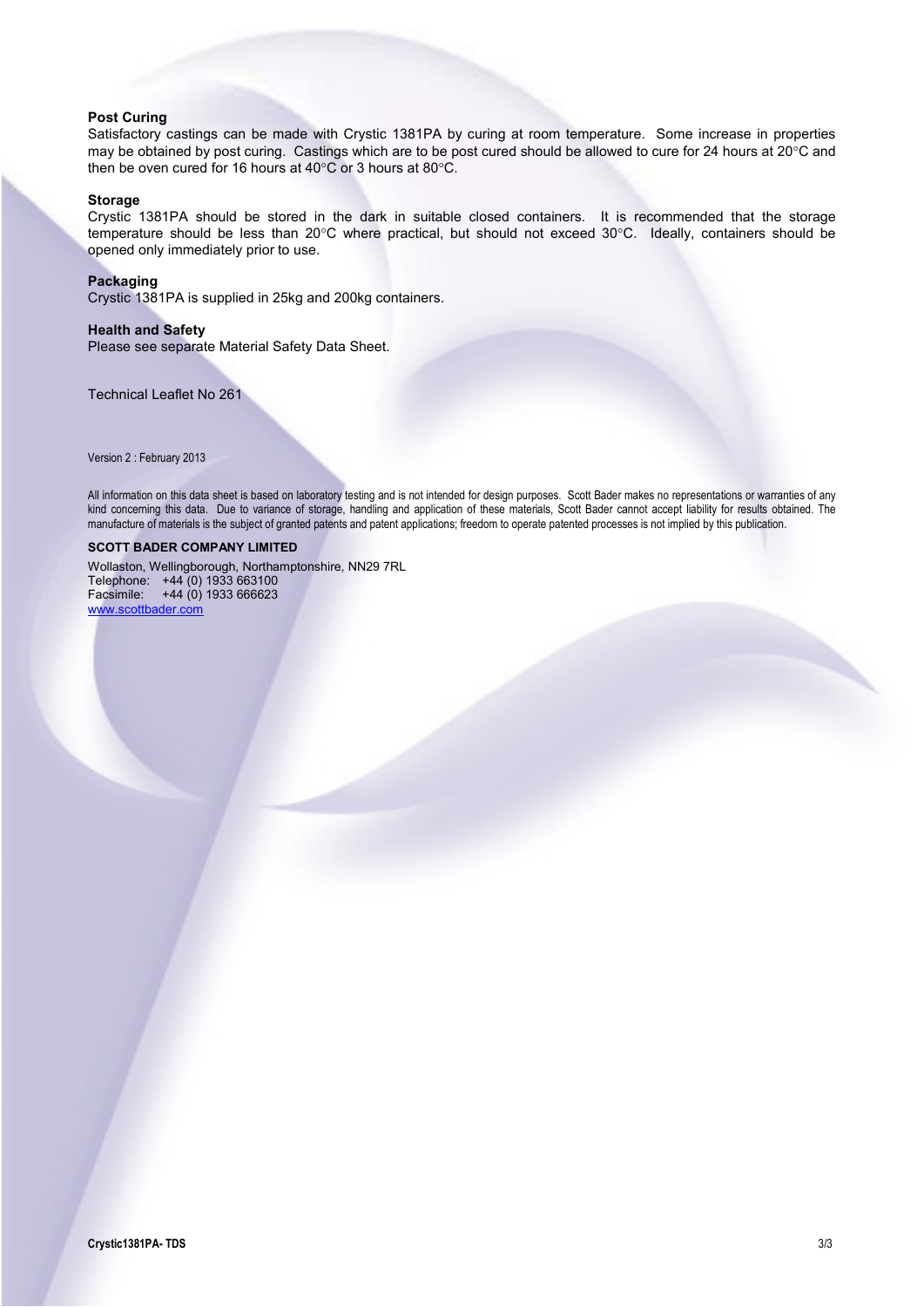## Post Curing

Satisfactory castings can be made with Crystic 1381PA by curing at room temperature. Some increase in properties may be obtained by post curing. Castings which are to be post cured should be allowed to cure for 24 hours at 20°C and then be oven cured for 16 hours at 40°C or 3 hours at 80°C.

## Storage

Crystic 1381PA should be stored in the dark in suitable closed containers. It is recommended that the storage temperature should be less than 20°C where practical, but should not exceed 30°C. Ideally, containers should be opened only immediately prior to use.

## Packaging

Crystic 1381PA is supplied in 25kg and 200kg containers.

## Health and Safety

Please see separate Material Safety Data Sheet.

Technical Leaflet No 261

Version 2 : February 2013

All information on this data sheet is based on laboratory testing and is not intended for design purposes. Scott Bader makes no representations or warranties of any kind concerning this data. Due to variance of storage, handling and application of these materials, Scott Bader cannot accept liability for results obtained. The manufacture of materials is the subject of granted patents and patent applications; freedom to operate patented processes is not implied by this publication.

**SCOTT BADER COMPANY LIMITED**

Wollaston, Wellingborough, Northamptonshire, NN29 7RL
Telephone: +44 (0) 1933 663100
Facsimile: +44 (0) 1933 666623
www.scottbader.com